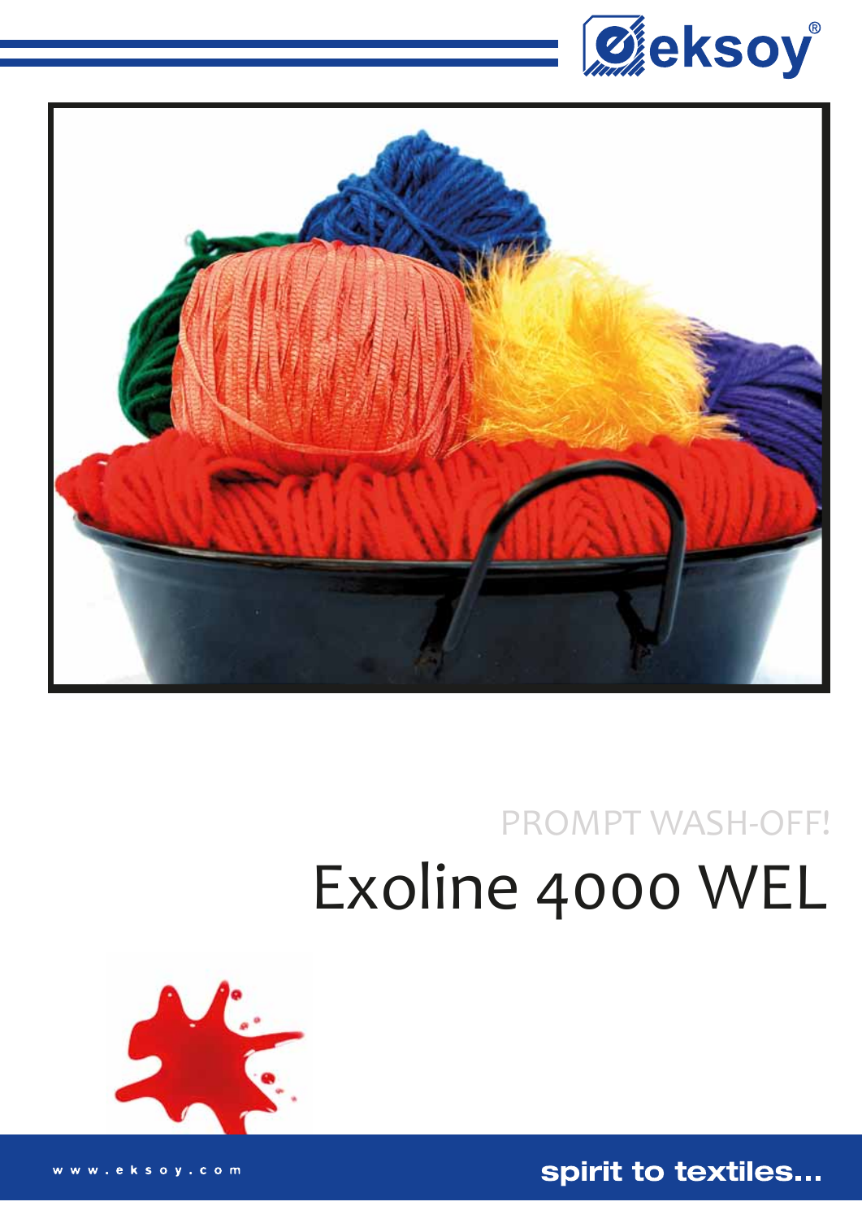eksoy®

PROMPT WASH-OFF!

# Exoline 4000 WEL

www.eksoy.com

spirit to textiles...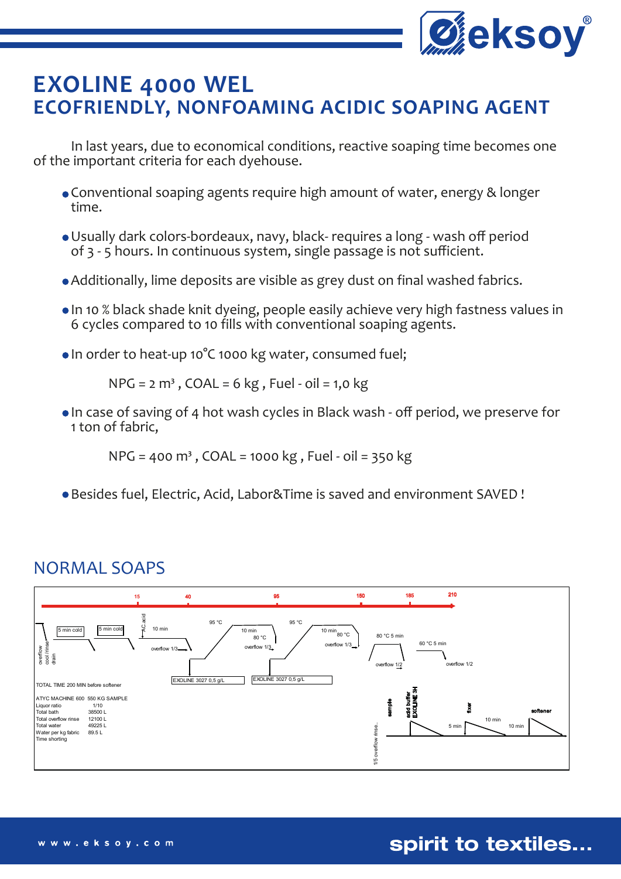# EXOLINE 4000 WEL
## ECOFRIENDLY, NONFOAMING ACIDIC SOAPING AGENT

In last years, due to economical conditions, reactive soaping time becomes one of the important criteria for each dyehouse.

- Conventional soaping agents require high amount of water, energy & longer time.
- Usually dark colors-bordeaux, navy, black- requires a long - wash off period of 3 - 5 hours. In continuous system, single passage is not sufficient.
- Additionally, lime deposits are visible as grey dust on final washed fabrics.
- In 10 % black shade knit dyeing, people easily achieve very high fastness values in 6 cycles compared to 10 fills with conventional soaping agents.
- In order to heat-up 10°C 1000 kg water, consumed fuel;

  NPG = 2 m³ , COAL = 6 kg , Fuel - oil = 1,0 kg

- In case of saving of 4 hot wash cycles in Black wash - off period, we preserve for 1 ton of fabric,

  NPG = 400 m³ , COAL = 1000 kg , Fuel - oil = 350 kg

- Besides fuel, Electric, Acid, Labor&Time is saved and environment SAVED !

## NORMAL SOAPS

15 | 40 | 95 | 150 | 185 | 210

overflow cool / rinse drain — 5 min cold — 5 min cold — AC.acid — 10 min — overflow 1/3 — 95 °C — EXOLINE 3027 0,5 g/L — 10 min 80 °C — overflow 1/3 — 95 °C — EXOLINE 3027 0,5 g/L — 10 min 80 °C — overflow 1/3 — 80 °C 5 min — overflow 1/2 — 60 °C 5 min — overflow 1/2

1/5 overflow rinse.. — sample — add buffer EXOLINE 3H — 5 min — fixer — 10 min — 10 min — softener

TOTAL TIME 200 MIN before softener

| ATYC MACHINE 600 | 550 KG SAMPLE |
|---|---|
| Liquor ratio | 1/10 |
| Total bath | 38500 L |
| Total overflow rinse | 12100 L |
| Total water | 49225 L |
| Water per kg fabric | 89.5 L |
| Time shorting | |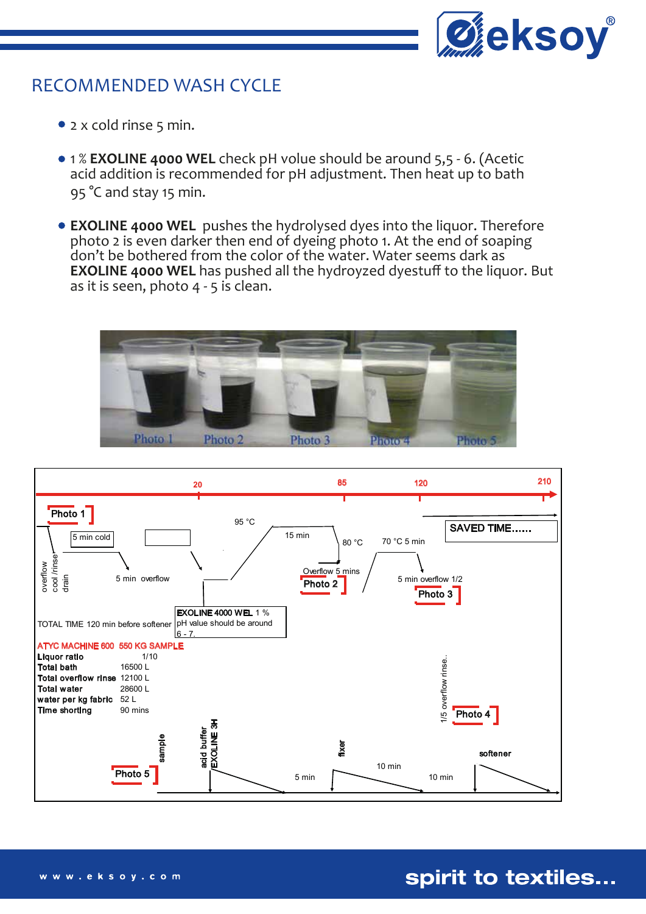## RECOMMENDED WASH CYCLE

- 2 x cold rinse 5 min.
- 1 % **EXOLINE 4000 WEL** check pH volue should be around 5,5 - 6. (Acetic acid addition is recommended for pH adjustment. Then heat up to bath 95 °C and stay 15 min.
- **EXOLINE 4000 WEL** pushes the hydrolysed dyes into the liquor. Therefore photo 2 is even darker then end of dyeing photo 1. At the end of soaping don't be bothered from the color of the water. Water seems dark as **EXOLINE 4000 WEL** has pushed all the hydroyzed dyestuff to the liquor. But as it is seen, photo 4 - 5 is clean.

Photo 1 Photo 2 Photo 3 Photo 4 Photo 5

20 85 120 210

Photo 1

5 min cold

overflow cool /rinse drain

5 min overflow

95 °C

15 min

80 °C

Overflow 5 mins

Photo 2

70 °C 5 min

5 min overflow 1/2

Photo 3

SAVED TIME......

**EXOLINE 4000 WEL** 1 %
pH value should be around 6 - 7.

TOTAL TIME 120 min before softener

**ATYC MACHINE 600 550 KG SAMPLE**

| | |
|---|---|
| **Liquor ratio** | 1/10 |
| **Total bath** | 16500 L |
| **Total overflow rinse** | 12100 L |
| **Total water** | 28600 L |
| **water per kg fabric** | 52 L |
| **Time shorting** | 90 mins |

1/5 overflow rinse..

Photo 4

sample

Photo 5

acid buffer EXOLINE 3H

5 min

fixer

10 min

10 min

softener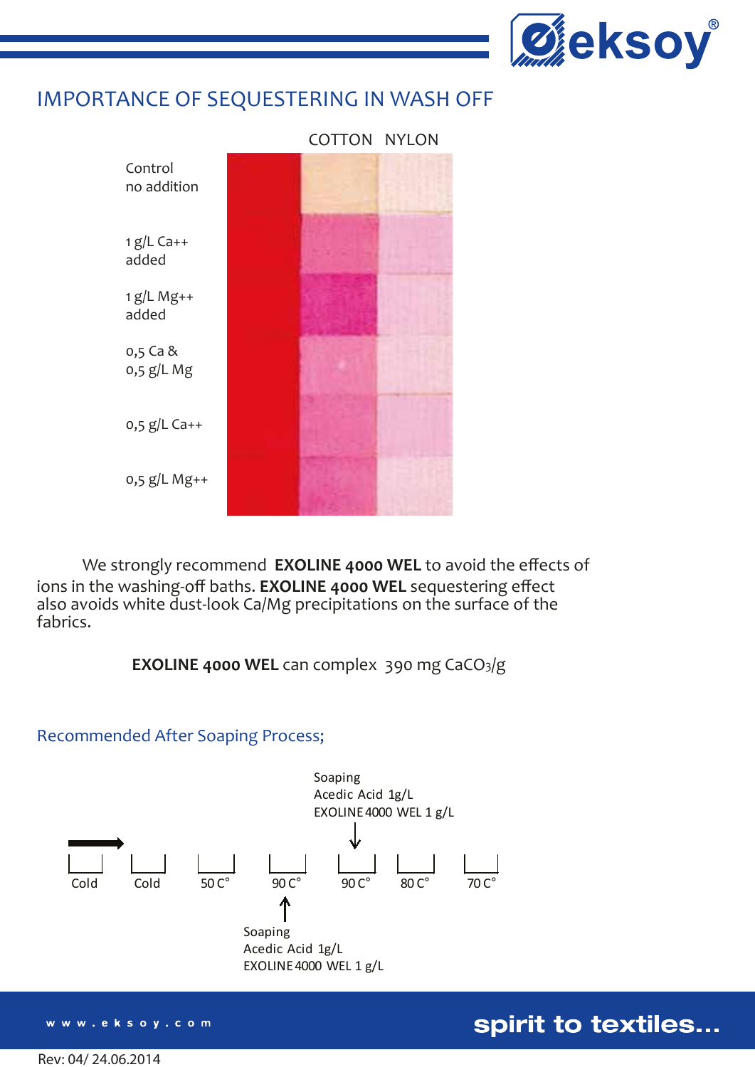## IMPORTANCE OF SEQUESTERING IN WASH OFF

COTTON NYLON

Control
no addition

1 g/L Ca++
added

1 g/L Mg++
added

0,5 Ca &
0,5 g/L Mg

0,5 g/L Ca++

0,5 g/L Mg++

We strongly recommend **EXOLINE 4000 WEL** to avoid the effects of ions in the washing-off baths. **EXOLINE 4000 WEL** sequestering effect also avoids white dust-look Ca/Mg precipitations on the surface of the fabrics.

**EXOLINE 4000 WEL** can complex 390 mg $CaCO_3$/g

### Recommended After Soaping Process;

Soaping
Acedic Acid 1g/L
EXOLINE 4000 WEL 1 g/L

Cold Cold 50 C° 90 C° 90 C° 80 C° 70 C°

Soaping
Acedic Acid 1g/L
EXOLINE 4000 WEL 1 g/L

Rev: 04/ 24.06.2014